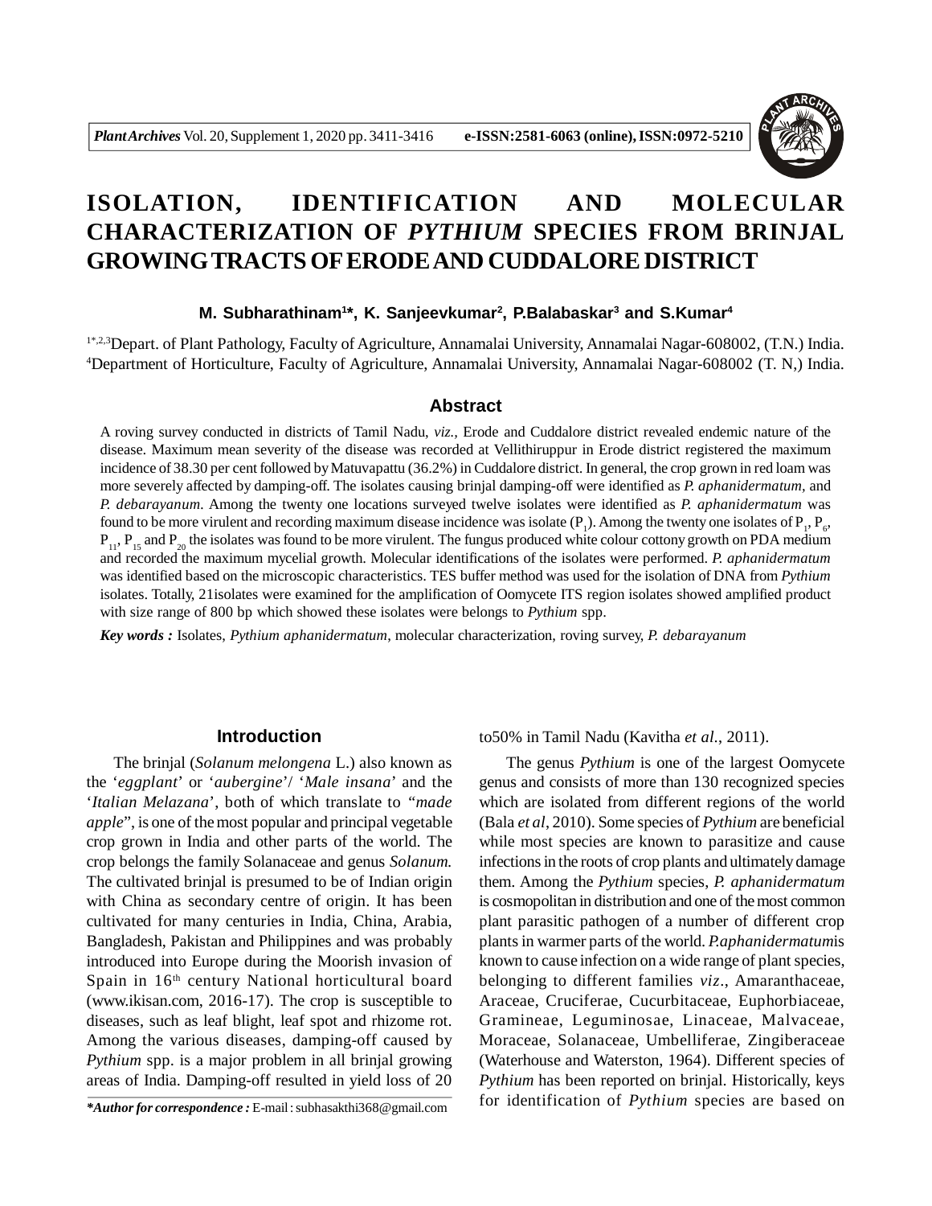# ISOLATION, IDENTIFICATION AND MOLECULAR CHARACTERIZATION OF *PYTHIUM* SPECIES FROM BRINJAL GROWING TRACTS OF ERODE AND CUDDALORE DISTRICT

**M. Subharathinam[1]*, K. Sanjeevkumar[2], P.Balabaskar[3] and S.Kumar[4]**

[1*,2,3]Depart. of Plant Pathology, Faculty of Agriculture, Annamalai University, Annamalai Nagar-608002, (T.N.) India.
[4]Department of Horticulture, Faculty of Agriculture, Annamalai University, Annamalai Nagar-608002 (T. N,) India.

## Abstract

A roving survey conducted in districts of Tamil Nadu, *viz.,* Erode and Cuddalore district revealed endemic nature of the disease. Maximum mean severity of the disease was recorded at Vellithiruppur in Erode district registered the maximum incidence of 38.30 per cent followed by Matuvapattu (36.2%) in Cuddalore district. In general, the crop grown in red loam was more severely affected by damping-off. The isolates causing brinjal damping-off were identified as *P. aphanidermatum,* and *P. debarayanum*. Among the twenty one locations surveyed twelve isolates were identified as *P. aphanidermatum* was found to be more virulent and recording maximum disease incidence was isolate ($P_1$). Among the twenty one isolates of $P_1$, $P_6$, $P_{11}$, $P_{15}$ and $P_{20}$ the isolates was found to be more virulent. The fungus produced white colour cottony growth on PDA medium and recorded the maximum mycelial growth. Molecular identifications of the isolates were performed. *P. aphanidermatum* was identified based on the microscopic characteristics. TES buffer method was used for the isolation of DNA from *Pythium* isolates. Totally, 21isolates were examined for the amplification of Oomycete ITS region isolates showed amplified product with size range of 800 bp which showed these isolates were belongs to *Pythium* spp.

***Key words :*** Isolates, *Pythium aphanidermatum,* molecular characterization, roving survey, *P. debarayanum*

## Introduction

The brinjal (*Solanum melongena* L.) also known as the '*eggplant*' or '*aubergine*'/ '*Male insana*' and the '*Italian Melazana*', both of which translate to *"made apple*", is one of the most popular and principal vegetable crop grown in India and other parts of the world. The crop belongs the family Solanaceae and genus *Solanum.* The cultivated brinjal is presumed to be of Indian origin with China as secondary centre of origin. It has been cultivated for many centuries in India, China, Arabia, Bangladesh, Pakistan and Philippines and was probably introduced into Europe during the Moorish invasion of Spain in 16th century National horticultural board (www.ikisan.com, 2016-17). The crop is susceptible to diseases, such as leaf blight, leaf spot and rhizome rot. Among the various diseases, damping-off caused by *Pythium* spp. is a major problem in all brinjal growing areas of India. Damping-off resulted in yield loss of 20 to50% in Tamil Nadu (Kavitha *et al.,* 2011).

The genus *Pythium* is one of the largest Oomycete genus and consists of more than 130 recognized species which are isolated from different regions of the world (Bala *et al*, 2010). Some species of *Pythium* are beneficial while most species are known to parasitize and cause infections in the roots of crop plants and ultimately damage them. Among the *Pythium* species, *P. aphanidermatum* is cosmopolitan in distribution and one of the most common plant parasitic pathogen of a number of different crop plants in warmer parts of the world. *P.aphanidermatum*is known to cause infection on a wide range of plant species, belonging to different families *viz*., Amaranthaceae, Araceae, Cruciferae, Cucurbitaceae, Euphorbiaceae, Gramineae, Leguminosae, Linaceae, Malvaceae, Moraceae, Solanaceae, Umbelliferae, Zingiberaceae (Waterhouse and Waterston, 1964). Different species of *Pythium* has been reported on brinjal. Historically, keys for identification of *Pythium* species are based on

****Author for correspondence :*** E-mail : subhasakthi368@gmail.com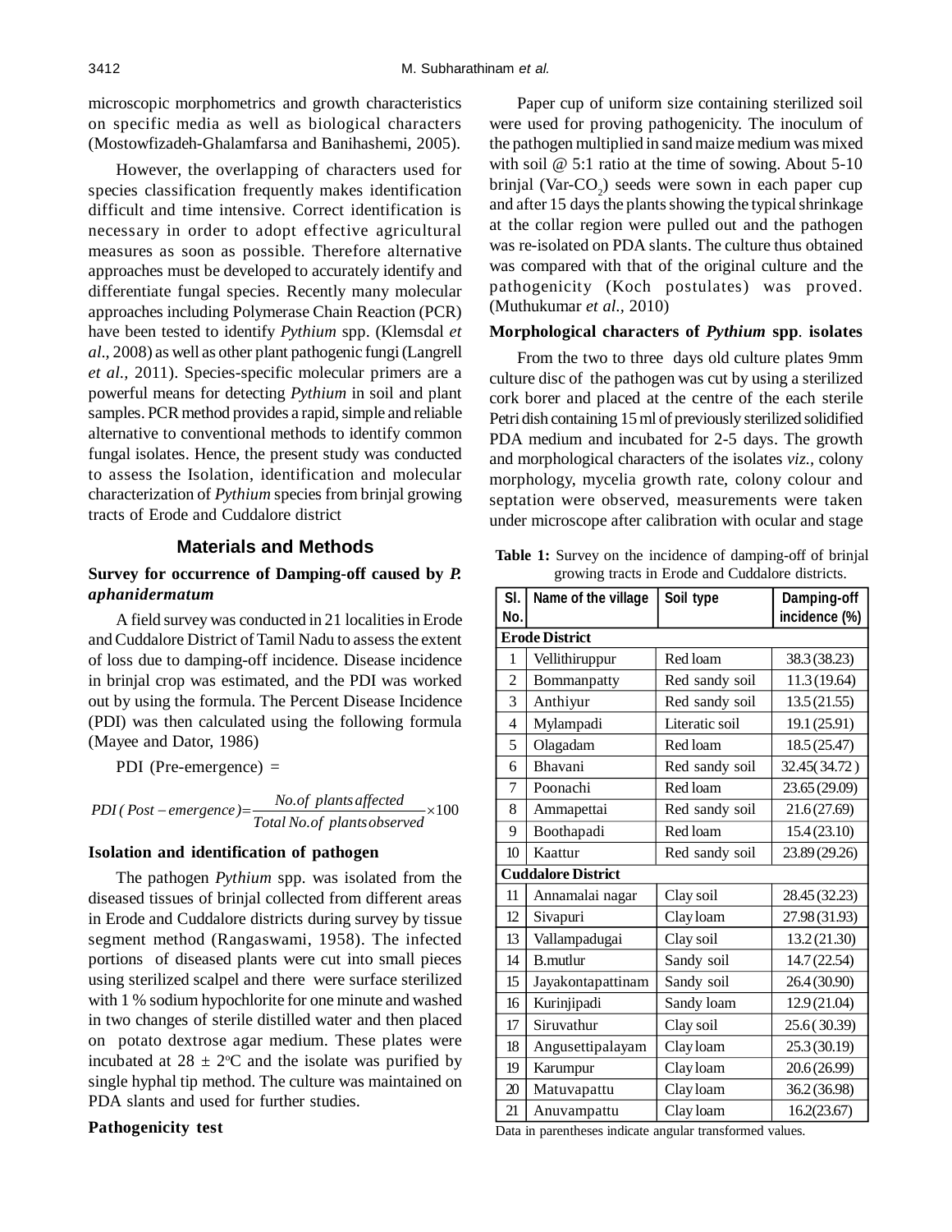microscopic morphometrics and growth characteristics on specific media as well as biological characters (Mostowfizadeh-Ghalamfarsa and Banihashemi, 2005).

However, the overlapping of characters used for species classification frequently makes identification difficult and time intensive. Correct identification is necessary in order to adopt effective agricultural measures as soon as possible. Therefore alternative approaches must be developed to accurately identify and differentiate fungal species. Recently many molecular approaches including Polymerase Chain Reaction (PCR) have been tested to identify *Pythium* spp. (Klemsdal *et al.,* 2008) as well as other plant pathogenic fungi (Langrell *et al.,* 2011). Species-specific molecular primers are a powerful means for detecting *Pythium* in soil and plant samples. PCR method provides a rapid, simple and reliable alternative to conventional methods to identify common fungal isolates. Hence, the present study was conducted to assess the Isolation, identification and molecular characterization of *Pythium* species from brinjal growing tracts of Erode and Cuddalore district

## Materials and Methods

### Survey for occurrence of Damping-off caused by *P. aphanidermatum*

A field survey was conducted in 21 localities in Erode and Cuddalore District of Tamil Nadu to assess the extent of loss due to damping-off incidence. Disease incidence in brinjal crop was estimated, and the PDI was worked out by using the formula. The Percent Disease Incidence (PDI) was then calculated using the following formula (Mayee and Dator, 1986)

PDI (Pre-emergence) =

$$PDI\,(Post-emergence) = \frac{No.of\ plants\,affected}{Total\,No.of\ plants\,observed} \times 100$$

### Isolation and identification of pathogen

The pathogen *Pythium* spp. was isolated from the diseased tissues of brinjal collected from different areas in Erode and Cuddalore districts during survey by tissue segment method (Rangaswami, 1958). The infected portions of diseased plants were cut into small pieces using sterilized scalpel and there were surface sterilized with 1 % sodium hypochlorite for one minute and washed in two changes of sterile distilled water and then placed on potato dextrose agar medium. These plates were incubated at $28 \pm 2^{o}C$ and the isolate was purified by single hyphal tip method. The culture was maintained on PDA slants and used for further studies.

### Pathogenicity test

Paper cup of uniform size containing sterilized soil were used for proving pathogenicity. The inoculum of the pathogen multiplied in sand maize medium was mixed with soil @ 5:1 ratio at the time of sowing. About 5-10 brinjal (Var-$CO_2$) seeds were sown in each paper cup and after 15 days the plants showing the typical shrinkage at the collar region were pulled out and the pathogen was re-isolated on PDA slants. The culture thus obtained was compared with that of the original culture and the pathogenicity (Koch postulates) was proved. (Muthukumar *et al.,* 2010)

### Morphological characters of *Pythium* spp. isolates

From the two to three days old culture plates 9mm culture disc of the pathogen was cut by using a sterilized cork borer and placed at the centre of the each sterile Petri dish containing 15 ml of previously sterilized solidified PDA medium and incubated for 2-5 days. The growth and morphological characters of the isolates *viz.,* colony morphology, mycelia growth rate, colony colour and septation were observed, measurements were taken under microscope after calibration with ocular and stage

**Table 1:** Survey on the incidence of damping-off of brinjal growing tracts in Erode and Cuddalore districts.

| Sl. No. | Name of the village | Soil type | Damping-off incidence (%) |
|---|---|---|---|
| **Erode District** | | | |
| 1 | Vellithiruppur | Red loam | 38.3 (38.23) |
| 2 | Bommanpatty | Red sandy soil | 11.3 (19.64) |
| 3 | Anthiyur | Red sandy soil | 13.5 (21.55) |
| 4 | Mylampadi | Literatic soil | 19.1 (25.91) |
| 5 | Olagadam | Red loam | 18.5 (25.47) |
| 6 | Bhavani | Red sandy soil | 32.45( 34.72 ) |
| 7 | Poonachi | Red loam | 23.65 (29.09) |
| 8 | Ammapettai | Red sandy soil | 21.6 (27.69) |
| 9 | Boothapadi | Red loam | 15.4 (23.10) |
| 10 | Kaattur | Red sandy soil | 23.89 (29.26) |
| **Cuddalore District** | | | |
| 11 | Annamalai nagar | Clay soil | 28.45 (32.23) |
| 12 | Sivapuri | Clay loam | 27.98 (31.93) |
| 13 | Vallampadugai | Clay soil | 13.2 (21.30) |
| 14 | B.mutlur | Sandy soil | 14.7 (22.54) |
| 15 | Jayakontapattinam | Sandy soil | 26.4 (30.90) |
| 16 | Kurinjipadi | Sandy loam | 12.9 (21.04) |
| 17 | Siruvathur | Clay soil | 25.6 ( 30.39) |
| 18 | Angusettipalayam | Clay loam | 25.3 (30.19) |
| 19 | Karumpur | Clay loam | 20.6 (26.99) |
| 20 | Matuvapattu | Clay loam | 36.2 (36.98) |
| 21 | Anuvampattu | Clay loam | 16.2(23.67) |

Data in parentheses indicate angular transformed values.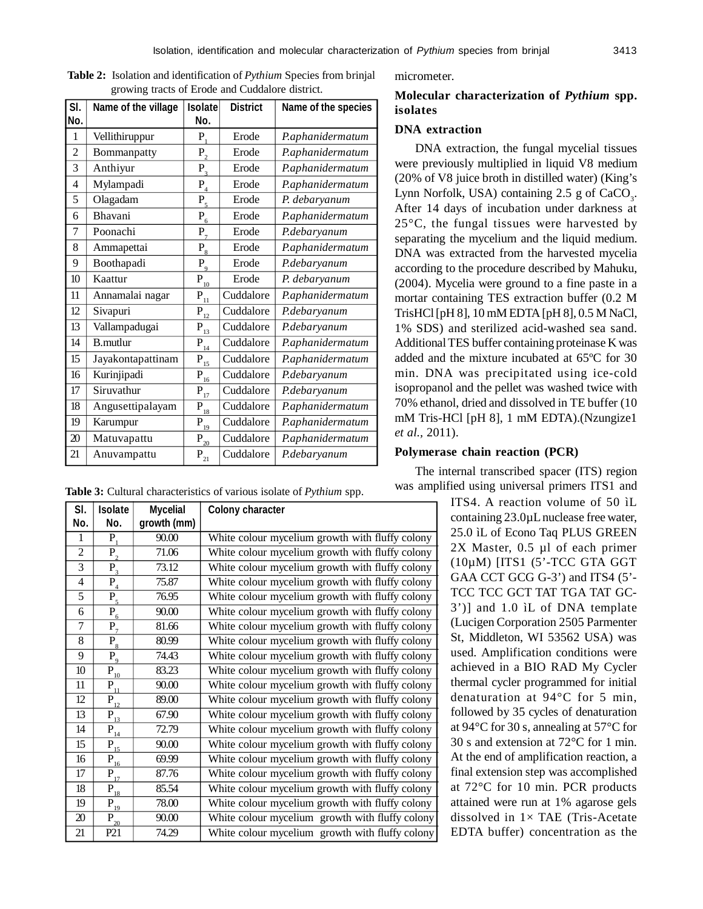**Table 2:** Isolation and identification of *Pythium* Species from brinjal growing tracts of Erode and Cuddalore district.

| Sl. No. | Name of the village | Isolate No. | District | Name of the species |
|---|---|---|---|---|
| 1 | Vellithiruppur | $P_1$ | Erode | *P.aphanidermatum* |
| 2 | Bommanpatty | $P_2$ | Erode | *P.aphanidermatum* |
| 3 | Anthiyur | $P_3$ | Erode | *P.aphanidermatum* |
| 4 | Mylampadi | $P_4$ | Erode | *P.aphanidermatum* |
| 5 | Olagadam | $P_5$ | Erode | *P. debaryanum* |
| 6 | Bhavani | $P_6$ | Erode | *P.aphanidermatum* |
| 7 | Poonachi | $P_7$ | Erode | *P.debaryanum* |
| 8 | Ammapettai | $P_8$ | Erode | *P.aphanidermatum* |
| 9 | Boothapadi | $P_9$ | Erode | *P.debaryanum* |
| 10 | Kaattur | $P_{10}$ | Erode | *P. debaryanum* |
| 11 | Annamalai nagar | $P_{11}$ | Cuddalore | *P.aphanidermatum* |
| 12 | Sivapuri | $P_{12}$ | Cuddalore | *P.debaryanum* |
| 13 | Vallampadugai | $P_{13}$ | Cuddalore | *P.debaryanum* |
| 14 | B.mutlur | $P_{14}$ | Cuddalore | *P.aphanidermatum* |
| 15 | Jayakontapattinam | $P_{15}$ | Cuddalore | *P.aphanidermatum* |
| 16 | Kurinjipadi | $P_{16}$ | Cuddalore | *P.debaryanum* |
| 17 | Siruvathur | $P_{17}$ | Cuddalore | *P.debaryanum* |
| 18 | Angusettipalayam | $P_{18}$ | Cuddalore | *P.aphanidermatum* |
| 19 | Karumpur | $P_{19}$ | Cuddalore | *P.aphanidermatum* |
| 20 | Matuvapattu | $P_{20}$ | Cuddalore | *P.aphanidermatum* |
| 21 | Anuvampattu | $P_{21}$ | Cuddalore | *P.debaryanum* |

**Table 3:** Cultural characteristics of various isolate of *Pythium* spp.

| Sl. No. | Isolate No. | Mycelial growth (mm) | Colony character |
|---|---|---|---|
| 1 | $P_1$ | 90.00 | White colour mycelium growth with fluffy colony |
| 2 | $P_2$ | 71.06 | White colour mycelium growth with fluffy colony |
| 3 | $P_3$ | 73.12 | White colour mycelium growth with fluffy colony |
| 4 | $P_4$ | 75.87 | White colour mycelium growth with fluffy colony |
| 5 | $P_5$ | 76.95 | White colour mycelium growth with fluffy colony |
| 6 | $P_6$ | 90.00 | White colour mycelium growth with fluffy colony |
| 7 | $P_7$ | 81.66 | White colour mycelium growth with fluffy colony |
| 8 | $P_8$ | 80.99 | White colour mycelium growth with fluffy colony |
| 9 | $P_9$ | 74.43 | White colour mycelium growth with fluffy colony |
| 10 | $P_{10}$ | 83.23 | White colour mycelium growth with fluffy colony |
| 11 | $P_{11}$ | 90.00 | White colour mycelium growth with fluffy colony |
| 12 | $P_{12}$ | 89.00 | White colour mycelium growth with fluffy colony |
| 13 | $P_{13}$ | 67.90 | White colour mycelium growth with fluffy colony |
| 14 | $P_{14}$ | 72.79 | White colour mycelium growth with fluffy colony |
| 15 | $P_{15}$ | 90.00 | White colour mycelium growth with fluffy colony |
| 16 | $P_{16}$ | 69.99 | White colour mycelium growth with fluffy colony |
| 17 | $P_{17}$ | 87.76 | White colour mycelium growth with fluffy colony |
| 18 | $P_{18}$ | 85.54 | White colour mycelium growth with fluffy colony |
| 19 | $P_{19}$ | 78.00 | White colour mycelium growth with fluffy colony |
| 20 | $P_{20}$ | 90.00 | White colour mycelium growth with fluffy colony |
| 21 | P21 | 74.29 | White colour mycelium growth with fluffy colony |

micrometer.

## Molecular characterization of *Pythium* spp. isolates

### DNA extraction

DNA extraction, the fungal mycelial tissues were previously multiplied in liquid V8 medium (20% of V8 juice broth in distilled water) (King's Lynn Norfolk, USA) containing 2.5 g of $CaCO_3$. After 14 days of incubation under darkness at 25°C, the fungal tissues were harvested by separating the mycelium and the liquid medium. DNA was extracted from the harvested mycelia according to the procedure described by Mahuku, (2004). Mycelia were ground to a fine paste in a mortar containing TES extraction buffer (0.2 M TrisHCl [pH 8], 10 mM EDTA [pH 8], 0.5 M NaCl, 1% SDS) and sterilized acid-washed sea sand. Additional TES buffer containing proteinase K was added and the mixture incubated at 65ºC for 30 min. DNA was precipitated using ice-cold isopropanol and the pellet was washed twice with 70% ethanol, dried and dissolved in TE buffer (10 mM Tris-HCl [pH 8], 1 mM EDTA).(Nzungize1 *et al.,* 2011).

### Polymerase chain reaction (PCR)

The internal transcribed spacer (ITS) region was amplified using universal primers ITS1 and ITS4. A reaction volume of 50 ìL containing 23.0µL nuclease free water, 25.0 ìL of Econo Taq PLUS GREEN 2X Master, 0.5 µl of each primer (10µM) [ITS1 (5'-TCC GTA GGT GAA CCT GCG G-3') and ITS4 (5'-TCC TCC GCT TAT TGA TAT GC-3')] and 1.0 ìL of DNA template (Lucigen Corporation 2505 Parmenter St, Middleton, WI 53562 USA) was used. Amplification conditions were achieved in a BIO RAD My Cycler thermal cycler programmed for initial denaturation at 94°C for 5 min, followed by 35 cycles of denaturation at 94°C for 30 s, annealing at 57°C for 30 s and extension at 72°C for 1 min. At the end of amplification reaction, a final extension step was accomplished at 72°C for 10 min. PCR products attained were run at 1% agarose gels dissolved in 1× TAE (Tris-Acetate EDTA buffer) concentration as the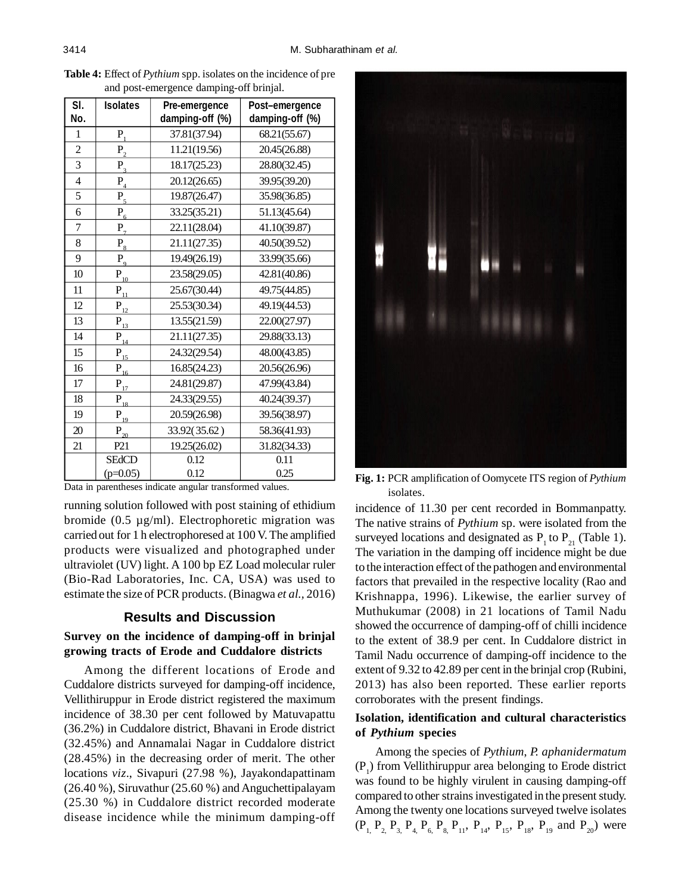**Table 4:** Effect of *Pythium* spp. isolates on the incidence of pre and post-emergence damping-off brinjal.

| Sl. No. | Isolates | Pre-emergence damping-off (%) | Post–emergence damping-off (%) |
|---|---|---|---|
| 1 | $P_1$ | 37.81(37.94) | 68.21(55.67) |
| 2 | $P_2$ | 11.21(19.56) | 20.45(26.88) |
| 3 | $P_3$ | 18.17(25.23) | 28.80(32.45) |
| 4 | $P_4$ | 20.12(26.65) | 39.95(39.20) |
| 5 | $P_5$ | 19.87(26.47) | 35.98(36.85) |
| 6 | $P_6$ | 33.25(35.21) | 51.13(45.64) |
| 7 | $P_7$ | 22.11(28.04) | 41.10(39.87) |
| 8 | $P_8$ | 21.11(27.35) | 40.50(39.52) |
| 9 | $P_9$ | 19.49(26.19) | 33.99(35.66) |
| 10 | $P_{10}$ | 23.58(29.05) | 42.81(40.86) |
| 11 | $P_{11}$ | 25.67(30.44) | 49.75(44.85) |
| 12 | $P_{12}$ | 25.53(30.34) | 49.19(44.53) |
| 13 | $P_{13}$ | 13.55(21.59) | 22.00(27.97) |
| 14 | $P_{14}$ | 21.11(27.35) | 29.88(33.13) |
| 15 | $P_{15}$ | 24.32(29.54) | 48.00(43.85) |
| 16 | $P_{16}$ | 16.85(24.23) | 20.56(26.96) |
| 17 | $P_{17}$ | 24.81(29.87) | 47.99(43.84) |
| 18 | $P_{18}$ | 24.33(29.55) | 40.24(39.37) |
| 19 | $P_{19}$ | 20.59(26.98) | 39.56(38.97) |
| 20 | $P_{20}$ | 33.92( 35.62 ) | 58.36(41.93) |
| 21 | P21 | 19.25(26.02) | 31.82(34.33) |
| | SEdCD | 0.12 | 0.11 |
| | (p=0.05) | 0.12 | 0.25 |

Data in parentheses indicate angular transformed values.

running solution followed with post staining of ethidium bromide (0.5 µg/ml). Electrophoretic migration was carried out for 1 h electrophoresed at 100 V. The amplified products were visualized and photographed under ultraviolet (UV) light. A 100 bp EZ Load molecular ruler (Bio-Rad Laboratories, Inc. CA, USA) was used to estimate the size of PCR products. (Binagwa *et al.*, 2016)

## Results and Discussion

### Survey on the incidence of damping-off in brinjal growing tracts of Erode and Cuddalore districts

Among the different locations of Erode and Cuddalore districts surveyed for damping-off incidence, Vellithiruppur in Erode district registered the maximum incidence of 38.30 per cent followed by Matuvapattu (36.2%) in Cuddalore district, Bhavani in Erode district (32.45%) and Annamalai Nagar in Cuddalore district (28.45%) in the decreasing order of merit. The other locations *viz*., Sivapuri (27.98 %), Jayakondapattinam (26.40 %), Siruvathur (25.60 %) and Anguchettipalayam (25.30 %) in Cuddalore district recorded moderate disease incidence while the minimum damping-off incidence of 11.30 per cent recorded in Bommanpatty. The native strains of *Pythium* sp. were isolated from the surveyed locations and designated as $P_1$ to $P_{21}$ (Table 1). The variation in the damping off incidence might be due to the interaction effect of the pathogen and environmental factors that prevailed in the respective locality (Rao and Krishnappa, 1996). Likewise, the earlier survey of Muthukumar (2008) in 21 locations of Tamil Nadu showed the occurrence of damping-off of chilli incidence to the extent of 38.9 per cent. In Cuddalore district in Tamil Nadu occurrence of damping-off incidence to the extent of 9.32 to 42.89 per cent in the brinjal crop (Rubini, 2013) has also been reported. These earlier reports corroborates with the present findings.

**Fig. 1:** PCR amplification of Oomycete ITS region of *Pythium* isolates.

### Isolation, identification and cultural characteristics of *Pythium* species

Among the species of *Pythium*, *P. aphanidermatum* ($P_1$) from Vellithiruppur area belonging to Erode district was found to be highly virulent in causing damping-off compared to other strains investigated in the present study. Among the twenty one locations surveyed twelve isolates ($P_1$, $P_2$, $P_3$, $P_4$, $P_6$, $P_8$, $P_{11}$, $P_{14}$, $P_{15}$, $P_{18}$, $P_{19}$ and $P_{20}$) were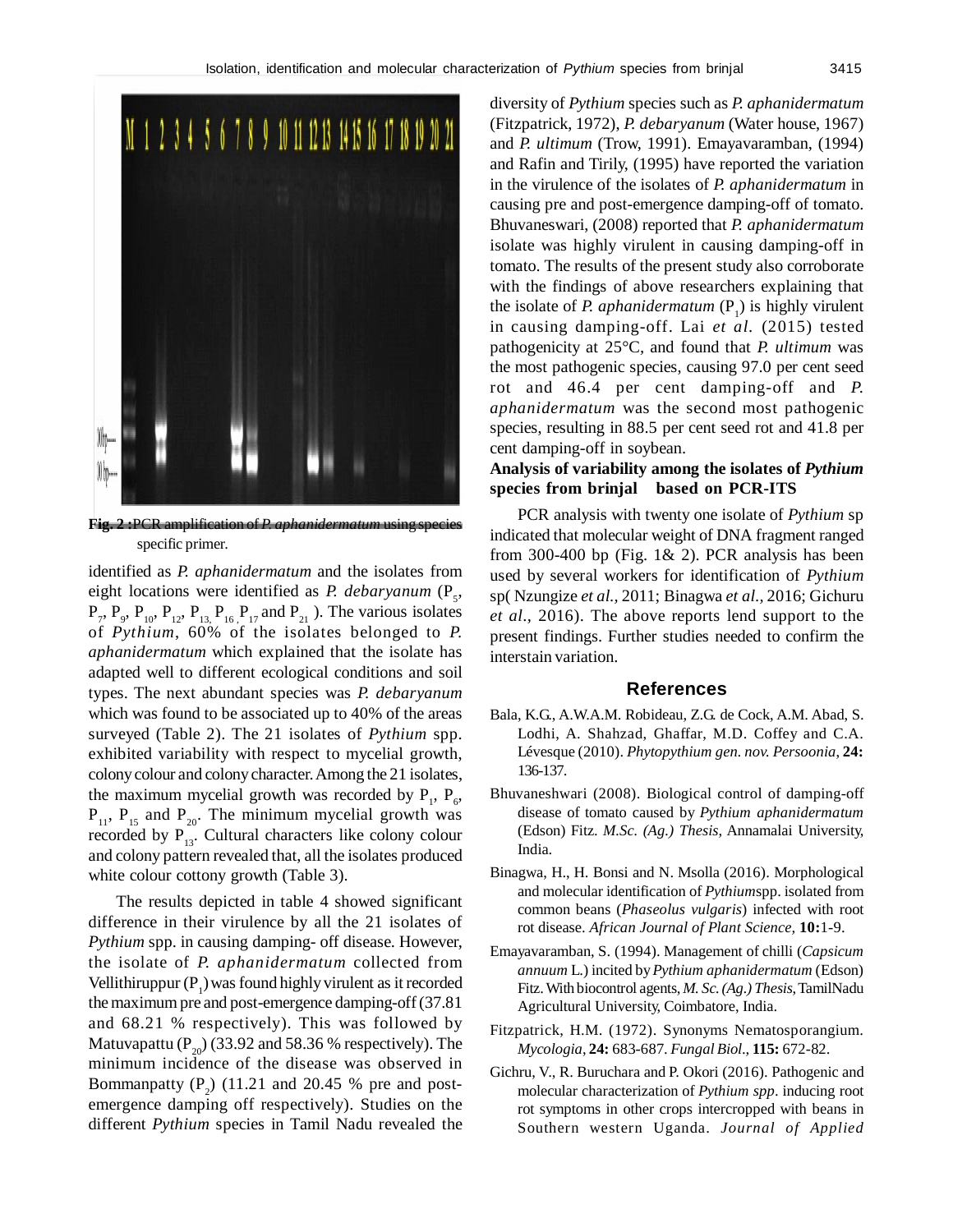M 1 2 3 4 5 6 7 8 9 10 11 12 13 14 15 16 17 18 19 20 21

**Fig. 2 :** PCR amplification of *P. aphanidermatum* using species specific primer.

identified as *P. aphanidermatum* and the isolates from eight locations were identified as *P. debaryanum* ($P_5$, $P_7$, $P_9$, $P_{10}$, $P_{12}$, $P_{13}$, $P_{16}$, $P_{17}$ and $P_{21}$ ). The various isolates of *Pythium*, 60% of the isolates belonged to *P. aphanidermatum* which explained that the isolate has adapted well to different ecological conditions and soil types. The next abundant species was *P. debaryanum* which was found to be associated up to 40% of the areas surveyed (Table 2). The 21 isolates of *Pythium* spp. exhibited variability with respect to mycelial growth, colony colour and colony character. Among the 21 isolates, the maximum mycelial growth was recorded by $P_1$, $P_6$, $P_{11}$, $P_{15}$ and $P_{20}$. The minimum mycelial growth was recorded by $P_{13}$. Cultural characters like colony colour and colony pattern revealed that, all the isolates produced white colour cottony growth (Table 3).

The results depicted in table 4 showed significant difference in their virulence by all the 21 isolates of *Pythium* spp. in causing damping- off disease. However, the isolate of *P. aphanidermatum* collected from Vellithiruppur ($P_1$) was found highly virulent as it recorded the maximum pre and post-emergence damping-off (37.81 and 68.21 % respectively). This was followed by Matuvapattu ($P_{20}$) (33.92 and 58.36 % respectively). The minimum incidence of the disease was observed in Bommanpatty ($P_2$) (11.21 and 20.45 % pre and post-emergence damping off respectively). Studies on the different *Pythium* species in Tamil Nadu revealed the diversity of *Pythium* species such as *P. aphanidermatum* (Fitzpatrick, 1972), *P. debaryanum* (Water house, 1967) and *P. ultimum* (Trow, 1991). Emayavaramban, (1994) and Rafin and Tirily, (1995) have reported the variation in the virulence of the isolates of *P. aphanidermatum* in causing pre and post-emergence damping-off of tomato. Bhuvaneswari, (2008) reported that *P. aphanidermatum* isolate was highly virulent in causing damping-off in tomato. The results of the present study also corroborate with the findings of above researchers explaining that the isolate of *P. aphanidermatum* ($P_1$) is highly virulent in causing damping-off. Lai *et al.* (2015) tested pathogenicity at 25°C, and found that *P. ultimum* was the most pathogenic species, causing 97.0 per cent seed rot and 46.4 per cent damping-off and *P. aphanidermatum* was the second most pathogenic species, resulting in 88.5 per cent seed rot and 41.8 per cent damping-off in soybean.

### Analysis of variability among the isolates of *Pythium* species from brinjal based on PCR-ITS

PCR analysis with twenty one isolate of *Pythium* sp indicated that molecular weight of DNA fragment ranged from 300-400 bp (Fig. 1& 2). PCR analysis has been used by several workers for identification of *Pythium* sp( Nzungize *et al.*, 2011; Binagwa *et al.*, 2016; Gichuru *et al.*, 2016). The above reports lend support to the present findings. Further studies needed to confirm the interstain variation.

## References

Bala, K.G., A.W.A.M. Robideau, Z.G. de Cock, A.M. Abad, S. Lodhi, A. Shahzad, Ghaffar, M.D. Coffey and C.A. Lévesque (2010). *Phytopythium gen. nov. Persoonia*, **24:** 136-137.

Bhuvaneshwari (2008). Biological control of damping-off disease of tomato caused by *Pythium aphanidermatum* (Edson) Fitz. *M.Sc. (Ag.) Thesis*, Annamalai University, India.

Binagwa, H., H. Bonsi and N. Msolla (2016). Morphological and molecular identification of *Pythium*spp. isolated from common beans (*Phaseolus vulgaris*) infected with root rot disease. *African Journal of Plant Science,* **10:**1-9.

Emayavaramban, S. (1994). Management of chilli (*Capsicum annuum* L.) incited by *Pythium aphanidermatum* (Edson) Fitz. With biocontrol agents, *M. Sc. (Ag.) Thesis*, TamilNadu Agricultural University, Coimbatore, India.

Fitzpatrick, H.M. (1972). Synonyms Nematosporangium. *Mycologia*, **24:** 683-687. *Fungal Biol*., **115:** 672-82.

Gichru, V., R. Buruchara and P. Okori (2016). Pathogenic and molecular characterization of *Pythium spp*. inducing root rot symptoms in other crops intercropped with beans in Southern western Uganda. *Journal of Applied*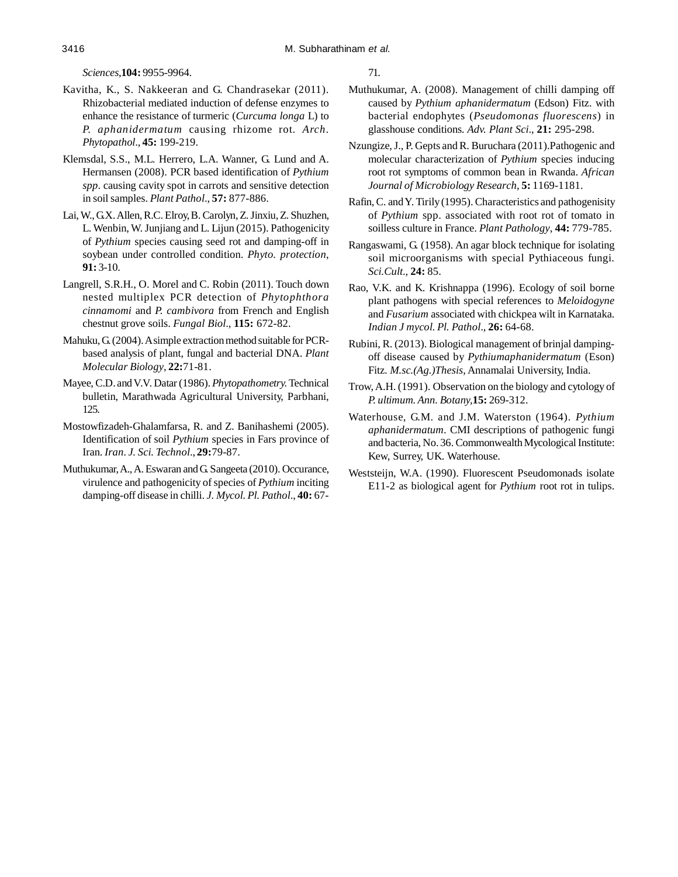*Sciences*,**104:** 9955-9964.

Kavitha, K., S. Nakkeeran and G. Chandrasekar (2011). Rhizobacterial mediated induction of defense enzymes to enhance the resistance of turmeric (*Curcuma longa* L) to *P. aphanidermatum* causing rhizome rot. *Arch. Phytopathol*., **45:** 199-219.

Klemsdal, S.S., M.L. Herrero, L.A. Wanner, G. Lund and A. Hermansen (2008). PCR based identification of *Pythium spp*. causing cavity spot in carrots and sensitive detection in soil samples. *Plant Pathol.,* **57:** 877-886.

Lai, W., G.X. Allen, R.C. Elroy, B. Carolyn, Z. Jinxiu, Z. Shuzhen, L. Wenbin, W. Junjiang and L. Lijun (2015). Pathogenicity of *Pythium* species causing seed rot and damping-off in soybean under controlled condition. *Phyto. protection*, **91:** 3-10.

Langrell, S.R.H., O. Morel and C. Robin (2011). Touch down nested multiplex PCR detection of *Phytophthora cinnamomi* and *P. cambivora* from French and English chestnut grove soils. *Fungal Biol*., **115:** 672-82.

Mahuku, G. (2004). A simple extraction method suitable for PCR-based analysis of plant, fungal and bacterial DNA. *Plant Molecular Biology*, **22:**71-81.

Mayee, C.D. and V.V. Datar (1986). *Phytopathometry.* Technical bulletin, Marathwada Agricultural University, Parbhani, 125.

Mostowfizadeh-Ghalamfarsa, R. and Z. Banihashemi (2005). Identification of soil *Pythium* species in Fars province of Iran. *Iran. J. Sci. Technol*., **29:**79-87.

Muthukumar, A., A. Eswaran and G. Sangeeta (2010). Occurance, virulence and pathogenicity of species of *Pythium* inciting damping-off disease in chilli. *J. Mycol. Pl. Pathol*., **40:** 67-71.

Muthukumar, A. (2008). Management of chilli damping off caused by *Pythium aphanidermatum* (Edson) Fitz. with bacterial endophytes (*Pseudomonas fluorescens*) in glasshouse conditions. *Adv. Plant Sci*., **21:** 295-298.

Nzungize, J., P. Gepts and R. Buruchara (2011).Pathogenic and molecular characterization of *Pythium* species inducing root rot symptoms of common bean in Rwanda. *African Journal of Microbiology Research*, **5:** 1169-1181.

Rafin, C. and Y. Tirily (1995). Characteristics and pathogenisity of *Pythium* spp. associated with root rot of tomato in soilless culture in France. *Plant Pathology*, **44:** 779-785.

Rangaswami, G. (1958). An agar block technique for isolating soil microorganisms with special Pythiaceous fungi. *Sci.Cult*., **24:** 85.

Rao, V.K. and K. Krishnappa (1996). Ecology of soil borne plant pathogens with special references to *Meloidogyne* and *Fusarium* associated with chickpea wilt in Karnataka. *Indian J mycol. Pl. Pathol*., **26:** 64-68.

Rubini, R. (2013). Biological management of brinjal damping-off disease caused by *Pythiumaphanidermatum* (Eson) Fitz. *M.sc.(Ag.)Thesis*, Annamalai University, India.

Trow, A.H. (1991). Observation on the biology and cytology of *P. ultimum. Ann. Botany,***15:** 269-312.

Waterhouse, G.M. and J.M. Waterston (1964). *Pythium aphanidermatum*. CMI descriptions of pathogenic fungi and bacteria, No. 36. Commonwealth Mycological Institute: Kew, Surrey, UK. Waterhouse.

Weststeijn, W.A. (1990). Fluorescent Pseudomonads isolate E11-2 as biological agent for *Pythium* root rot in tulips.